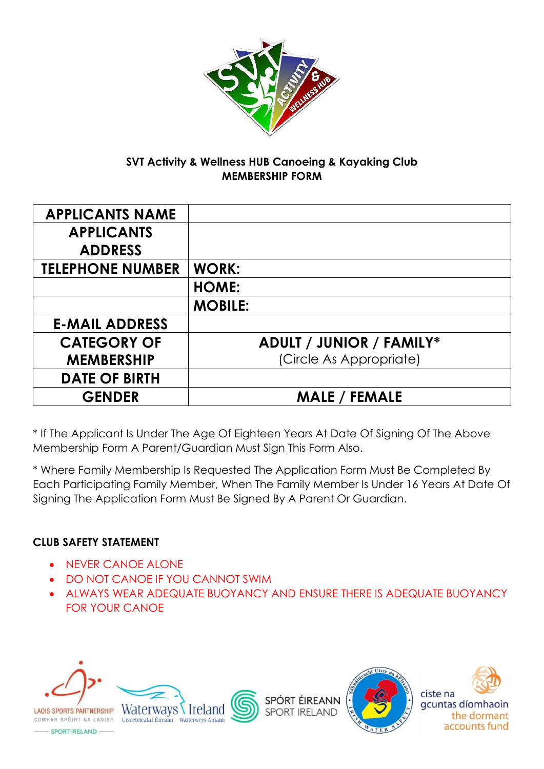**SVT Activity & Wellness HUB Canoeing & Kayaking Club**
**MEMBERSHIP FORM**

| APPLICANTS NAME | |
|---|---|
| APPLICANTS ADDRESS | |
| TELEPHONE NUMBER | WORK: |
| | HOME: |
| | MOBILE: |
| E-MAIL ADDRESS | |
| CATEGORY OF MEMBERSHIP | ADULT / JUNIOR / FAMILY* (Circle As Appropriate) |
| DATE OF BIRTH | |
| GENDER | MALE / FEMALE |

* If The Applicant Is Under The Age Of Eighteen Years At Date Of Signing Of The Above Membership Form A Parent/Guardian Must Sign This Form Also.

* Where Family Membership Is Requested The Application Form Must Be Completed By Each Participating Family Member, When The Family Member Is Under 16 Years At Date Of Signing The Application Form Must Be Signed By A Parent Or Guardian.

**CLUB SAFETY STATEMENT**

- NEVER CANOE ALONE
- DO NOT CANOE IF YOU CANNOT SWIM
- ALWAYS WEAR ADEQUATE BUOYANCY AND ENSURE THERE IS ADEQUATE BUOYANCY FOR YOUR CANOE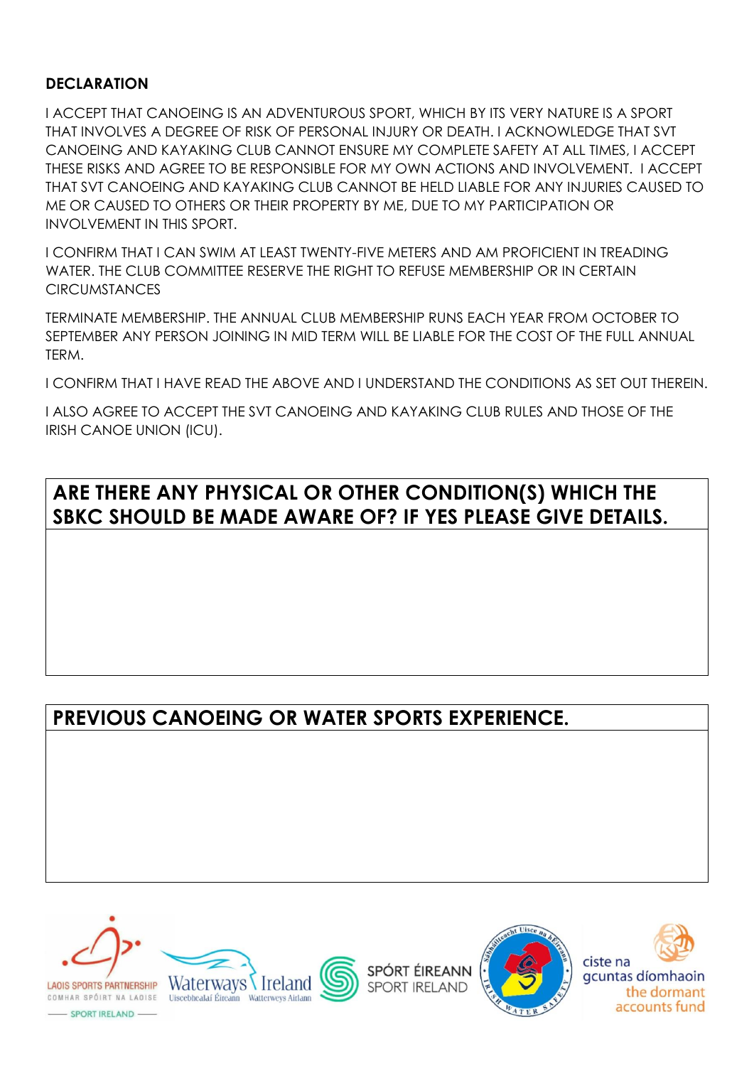**DECLARATION**

I ACCEPT THAT CANOEING IS AN ADVENTUROUS SPORT, WHICH BY ITS VERY NATURE IS A SPORT THAT INVOLVES A DEGREE OF RISK OF PERSONAL INJURY OR DEATH. I ACKNOWLEDGE THAT SVT CANOEING AND KAYAKING CLUB CANNOT ENSURE MY COMPLETE SAFETY AT ALL TIMES, I ACCEPT THESE RISKS AND AGREE TO BE RESPONSIBLE FOR MY OWN ACTIONS AND INVOLVEMENT. I ACCEPT THAT SVT CANOEING AND KAYAKING CLUB CANNOT BE HELD LIABLE FOR ANY INJURIES CAUSED TO ME OR CAUSED TO OTHERS OR THEIR PROPERTY BY ME, DUE TO MY PARTICIPATION OR INVOLVEMENT IN THIS SPORT.

I CONFIRM THAT I CAN SWIM AT LEAST TWENTY-FIVE METERS AND AM PROFICIENT IN TREADING WATER. THE CLUB COMMITTEE RESERVE THE RIGHT TO REFUSE MEMBERSHIP OR IN CERTAIN CIRCUMSTANCES

TERMINATE MEMBERSHIP. THE ANNUAL CLUB MEMBERSHIP RUNS EACH YEAR FROM OCTOBER TO SEPTEMBER ANY PERSON JOINING IN MID TERM WILL BE LIABLE FOR THE COST OF THE FULL ANNUAL TERM.

I CONFIRM THAT I HAVE READ THE ABOVE AND I UNDERSTAND THE CONDITIONS AS SET OUT THEREIN.

I ALSO AGREE TO ACCEPT THE SVT CANOEING AND KAYAKING CLUB RULES AND THOSE OF THE IRISH CANOE UNION (ICU).

| **ARE THERE ANY PHYSICAL OR OTHER CONDITION(S) WHICH THE SBKC SHOULD BE MADE AWARE OF? IF YES PLEASE GIVE DETAILS.** |
| --- |
| |

| **PREVIOUS CANOEING OR WATER SPORTS EXPERIENCE.** |
| --- |
| |

LAOIS SPORTS PARTNERSHIP COMHAR SPÓIRT NA LAOISE — SPORT IRELAND — Waterways Ireland Uiscebhealaí Éireann Watterweys Airlann — SPÓRT ÉIREANN SPORT IRELAND — Sábháilteacht Uisce na hÉireann IRISH WATER SAFETY — ciste na gcuntas díomhaoin the dormant accounts fund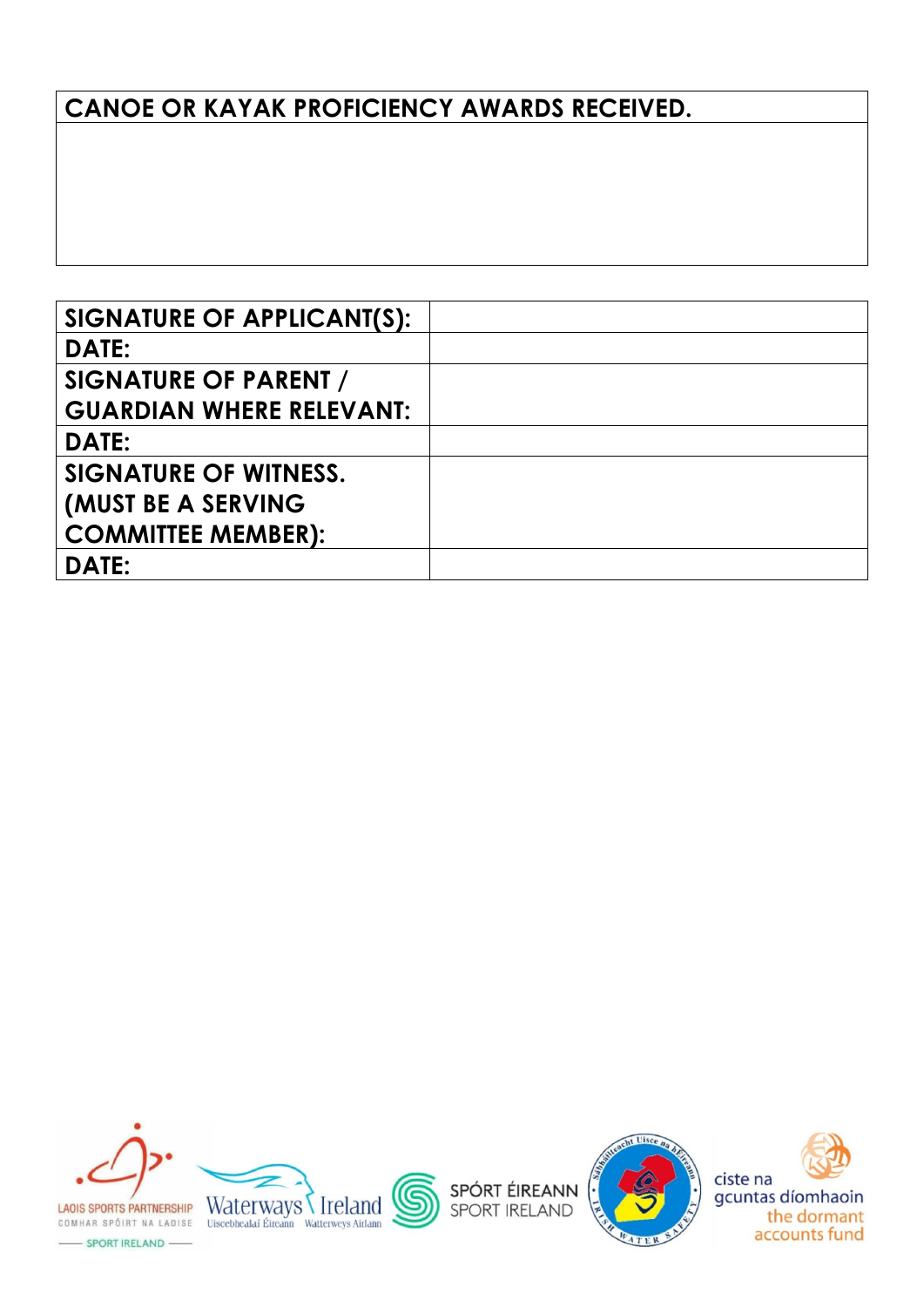| CANOE OR KAYAK PROFICIENCY AWARDS RECEIVED. |
| --- |
| |

| | |
| --- | --- |
| **SIGNATURE OF APPLICANT(S):** | |
| **DATE:** | |
| **SIGNATURE OF PARENT / GUARDIAN WHERE RELEVANT:** | |
| **DATE:** | |
| **SIGNATURE OF WITNESS. (MUST BE A SERVING COMMITTEE MEMBER):** | |
| **DATE:** | |

LAOIS SPORTS PARTNERSHIP
COMHAR SPÓIRT NA LAOISE
SPORT IRELAND

Waterways Ireland
Uiscebhealaí Éireann Watterweys Airlann

SPÓRT ÉIREANN
SPORT IRELAND

Sábháilteacht Uisce na hÉireann
IRISH WATER SAFETY

ciste na gcuntas díomhaoin
the dormant accounts fund